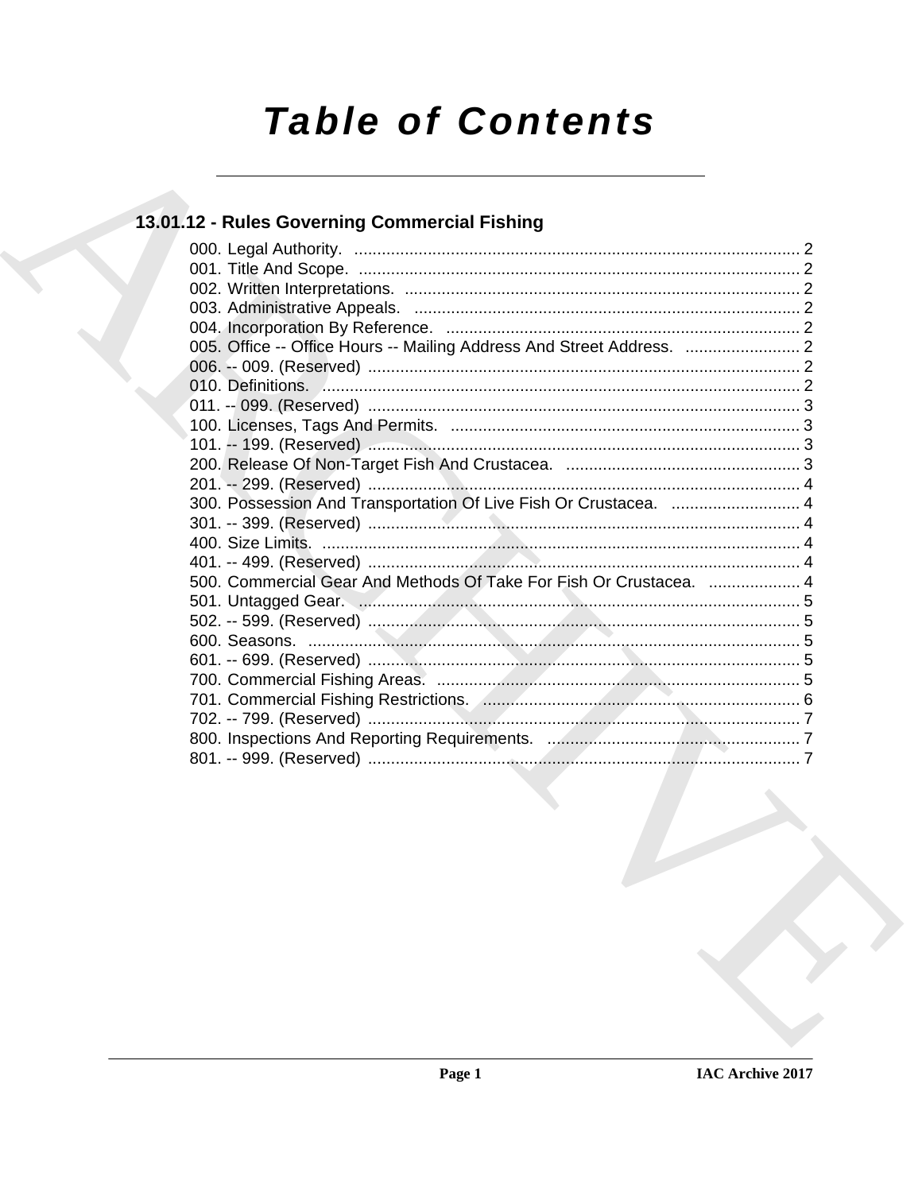# Table of Contents

## 13.01.12 - Rules Governing Commercial Fishing

000. Legal Authority. ........................................................................................ 2
001. Title And Scope. ........................................................................................ 2
002. Written Interpretations. ........................................................................................ 2
003. Administrative Appeals. ........................................................................................ 2
004. Incorporation By Reference. ........................................................................................ 2
005. Office -- Office Hours -- Mailing Address And Street Address. ........................................................................................ 2
006. -- 009. (Reserved) ........................................................................................ 2
010. Definitions. ........................................................................................ 2
011. -- 099. (Reserved) ........................................................................................ 3
100. Licenses, Tags And Permits. ........................................................................................ 3
101. -- 199. (Reserved) ........................................................................................ 3
200. Release Of Non-Target Fish And Crustacea. ........................................................................................ 3
201. -- 299. (Reserved) ........................................................................................ 4
300. Possession And Transportation Of Live Fish Or Crustacea. ........................................................................................ 4
301. -- 399. (Reserved) ........................................................................................ 4
400. Size Limits. ........................................................................................ 4
401. -- 499. (Reserved) ........................................................................................ 4
500. Commercial Gear And Methods Of Take For Fish Or Crustacea. ........................................................................................ 4
501. Untagged Gear. ........................................................................................ 5
502. -- 599. (Reserved) ........................................................................................ 5
600. Seasons. ........................................................................................ 5
601. -- 699. (Reserved) ........................................................................................ 5
700. Commercial Fishing Areas. ........................................................................................ 5
701. Commercial Fishing Restrictions. ........................................................................................ 6
702. -- 799. (Reserved) ........................................................................................ 7
800. Inspections And Reporting Requirements. ........................................................................................ 7
801. -- 999. (Reserved) ........................................................................................ 7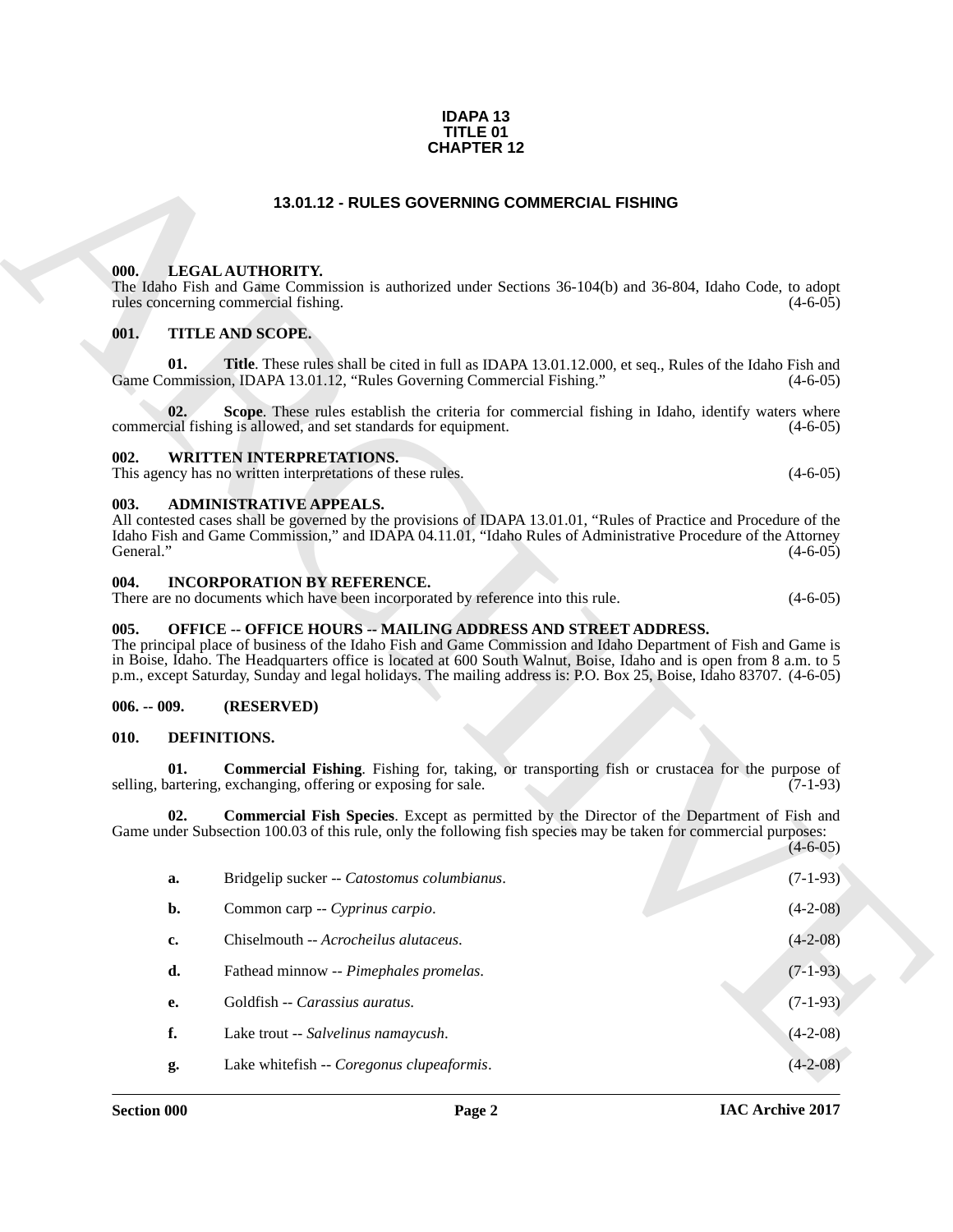**IDAPA 13
TITLE 01
CHAPTER 12**

## 13.01.12 - RULES GOVERNING COMMERCIAL FISHING

### 000. LEGAL AUTHORITY.

The Idaho Fish and Game Commission is authorized under Sections 36-104(b) and 36-804, Idaho Code, to adopt rules concerning commercial fishing. (4-6-05)

### 001. TITLE AND SCOPE.

**01. Title**. These rules shall be cited in full as IDAPA 13.01.12.000, et seq., Rules of the Idaho Fish and Game Commission, IDAPA 13.01.12, "Rules Governing Commercial Fishing." (4-6-05)

**02. Scope**. These rules establish the criteria for commercial fishing in Idaho, identify waters where commercial fishing is allowed, and set standards for equipment. (4-6-05)

### 002. WRITTEN INTERPRETATIONS.

This agency has no written interpretations of these rules. (4-6-05)

### 003. ADMINISTRATIVE APPEALS.

All contested cases shall be governed by the provisions of IDAPA 13.01.01, "Rules of Practice and Procedure of the Idaho Fish and Game Commission," and IDAPA 04.11.01, "Idaho Rules of Administrative Procedure of the Attorney General." (4-6-05)

### 004. INCORPORATION BY REFERENCE.

There are no documents which have been incorporated by reference into this rule. (4-6-05)

### 005. OFFICE -- OFFICE HOURS -- MAILING ADDRESS AND STREET ADDRESS.

The principal place of business of the Idaho Fish and Game Commission and Idaho Department of Fish and Game is in Boise, Idaho. The Headquarters office is located at 600 South Walnut, Boise, Idaho and is open from 8 a.m. to 5 p.m., except Saturday, Sunday and legal holidays. The mailing address is: P.O. Box 25, Boise, Idaho 83707. (4-6-05)

### 006. -- 009. (RESERVED)

### 010. DEFINITIONS.

**01. Commercial Fishing**. Fishing for, taking, or transporting fish or crustacea for the purpose of selling, bartering, exchanging, offering or exposing for sale. (7-1-93)

**02. Commercial Fish Species**. Except as permitted by the Director of the Department of Fish and Game under Subsection 100.03 of this rule, only the following fish species may be taken for commercial purposes: (4-6-05)

**a.** Bridgelip sucker -- *Catostomus columbianus*. (7-1-93)

**b.** Common carp -- *Cyprinus carpio*. (4-2-08)

**c.** Chiselmouth -- *Acrocheilus alutaceus*. (4-2-08)

**d.** Fathead minnow -- *Pimephales promelas*. (7-1-93)

**e.** Goldfish -- *Carassius auratus.* (7-1-93)

**f.** Lake trout -- *Salvelinus namaycush*. (4-2-08)

**g.** Lake whitefish -- *Coregonus clupeaformis*. (4-2-08)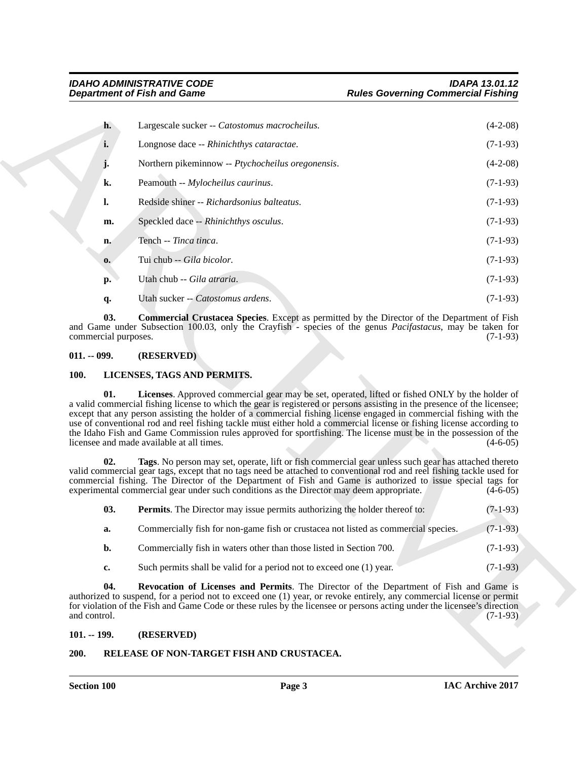**h.** Largescale sucker -- *Catostomus macrocheilus.* (4-2-08)

**i.** Longnose dace -- *Rhinichthys cataractae*. (7-1-93)

**j.** Northern pikeminnow -- *Ptychocheilus oregonensis*. (4-2-08)

**k.** Peamouth -- *Mylocheilus caurinus*. (7-1-93)

**l.** Redside shiner -- *Richardsonius balteatus*. (7-1-93)

**m.** Speckled dace -- *Rhinichthys osculus*. (7-1-93)

**n.** Tench -- *Tinca tinca*. (7-1-93)

**o.** Tui chub -- *Gila bicolor*. (7-1-93)

**p.** Utah chub -- *Gila atraria*. (7-1-93)

**q.** Utah sucker -- *Catostomus ardens*. (7-1-93)

**03. Commercial Crustacea Species**. Except as permitted by the Director of the Department of Fish and Game under Subsection 100.03, only the Crayfish - species of the genus *Pacifastacus*, may be taken for commercial purposes. (7-1-93)

### 011. -- 099. (RESERVED)

### 100. LICENSES, TAGS AND PERMITS.

**01. Licenses**. Approved commercial gear may be set, operated, lifted or fished ONLY by the holder of a valid commercial fishing license to which the gear is registered or persons assisting in the presence of the licensee; except that any person assisting the holder of a commercial fishing license engaged in commercial fishing with the use of conventional rod and reel fishing tackle must either hold a commercial license or fishing license according to the Idaho Fish and Game Commission rules approved for sportfishing. The license must be in the possession of the licensee and made available at all times. (4-6-05)

**02. Tags**. No person may set, operate, lift or fish commercial gear unless such gear has attached thereto valid commercial gear tags, except that no tags need be attached to conventional rod and reel fishing tackle used for commercial fishing. The Director of the Department of Fish and Game is authorized to issue special tags for experimental commercial gear under such conditions as the Director may deem appropriate. (4-6-05)

**03. Permits**. The Director may issue permits authorizing the holder thereof to: (7-1-93)

**a.** Commercially fish for non-game fish or crustacea not listed as commercial species. (7-1-93)

**b.** Commercially fish in waters other than those listed in Section 700. (7-1-93)

**c.** Such permits shall be valid for a period not to exceed one (1) year. (7-1-93)

**04. Revocation of Licenses and Permits**. The Director of the Department of Fish and Game is authorized to suspend, for a period not to exceed one (1) year, or revoke entirely, any commercial license or permit for violation of the Fish and Game Code or these rules by the licensee or persons acting under the licensee's direction and control. (7-1-93)

### 101. -- 199. (RESERVED)

### 200. RELEASE OF NON-TARGET FISH AND CRUSTACEA.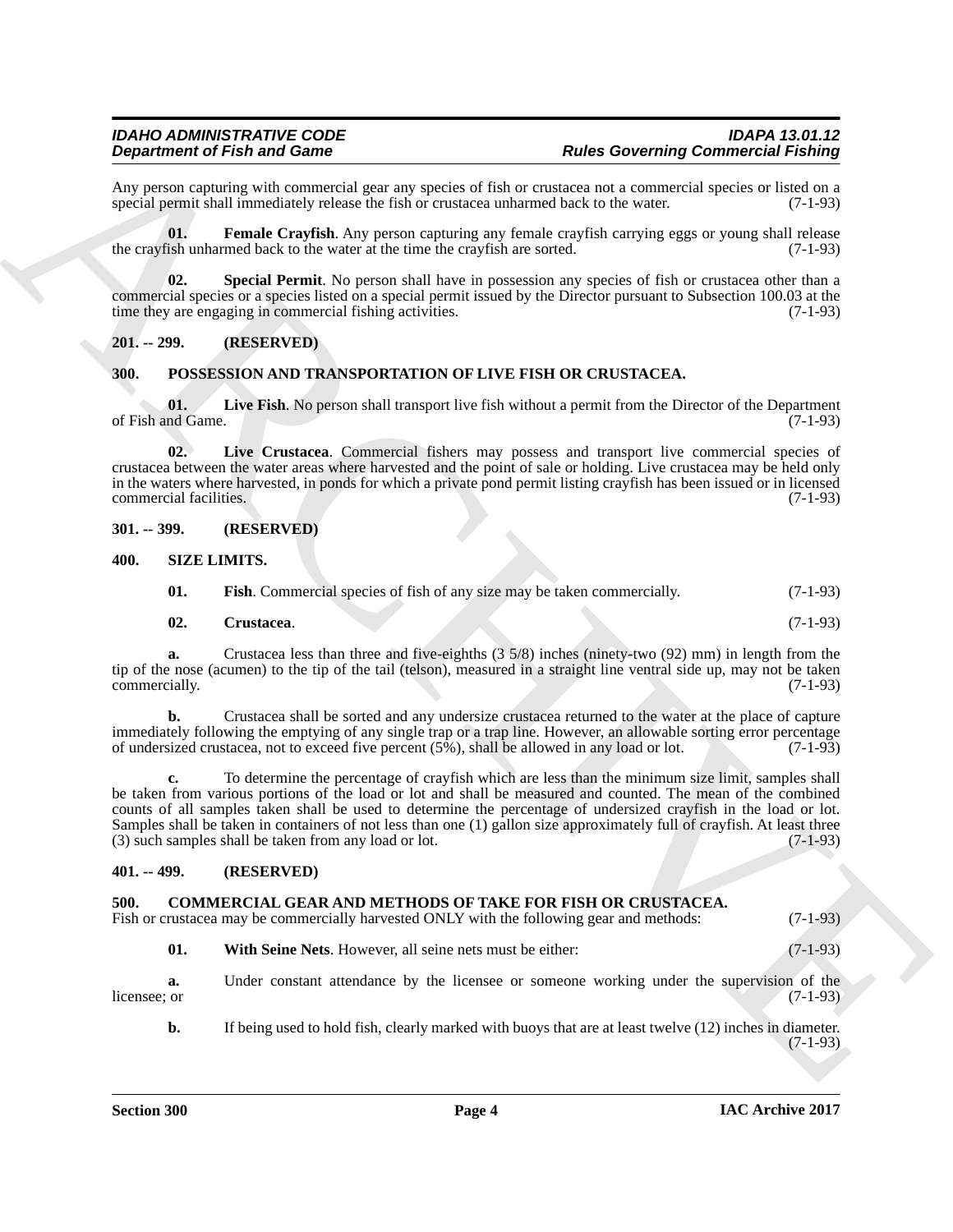Any person capturing with commercial gear any species of fish or crustacea not a commercial species or listed on a special permit shall immediately release the fish or crustacea unharmed back to the water. (7-1-93)

**01. Female Crayfish**. Any person capturing any female crayfish carrying eggs or young shall release the crayfish unharmed back to the water at the time the crayfish are sorted. (7-1-93)

**02. Special Permit**. No person shall have in possession any species of fish or crustacea other than a commercial species or a species listed on a special permit issued by the Director pursuant to Subsection 100.03 at the time they are engaging in commercial fishing activities. (7-1-93)

## 201. -- 299. (RESERVED)

## 300. POSSESSION AND TRANSPORTATION OF LIVE FISH OR CRUSTACEA.

**01. Live Fish**. No person shall transport live fish without a permit from the Director of the Department of Fish and Game. (7-1-93)

**02. Live Crustacea**. Commercial fishers may possess and transport live commercial species of crustacea between the water areas where harvested and the point of sale or holding. Live crustacea may be held only in the waters where harvested, in ponds for which a private pond permit listing crayfish has been issued or in licensed commercial facilities. (7-1-93)

## 301. -- 399. (RESERVED)

## 400. SIZE LIMITS.

**01. Fish**. Commercial species of fish of any size may be taken commercially. (7-1-93)

**02. Crustacea**. (7-1-93)

**a.** Crustacea less than three and five-eighths (3 5/8) inches (ninety-two (92) mm) in length from the tip of the nose (acumen) to the tip of the tail (telson), measured in a straight line ventral side up, may not be taken commercially. (7-1-93)

**b.** Crustacea shall be sorted and any undersize crustacea returned to the water at the place of capture immediately following the emptying of any single trap or a trap line. However, an allowable sorting error percentage of undersized crustacea, not to exceed five percent (5%), shall be allowed in any load or lot. (7-1-93)

**c.** To determine the percentage of crayfish which are less than the minimum size limit, samples shall be taken from various portions of the load or lot and shall be measured and counted. The mean of the combined counts of all samples taken shall be used to determine the percentage of undersized crayfish in the load or lot. Samples shall be taken in containers of not less than one (1) gallon size approximately full of crayfish. At least three (3) such samples shall be taken from any load or lot. (7-1-93)

## 401. -- 499. (RESERVED)

## 500. COMMERCIAL GEAR AND METHODS OF TAKE FOR FISH OR CRUSTACEA.

Fish or crustacea may be commercially harvested ONLY with the following gear and methods: (7-1-93)

**01. With Seine Nets**. However, all seine nets must be either: (7-1-93)

**a.** Under constant attendance by the licensee or someone working under the supervision of the licensee; or (7-1-93)

**b.** If being used to hold fish, clearly marked with buoys that are at least twelve (12) inches in diameter. (7-1-93)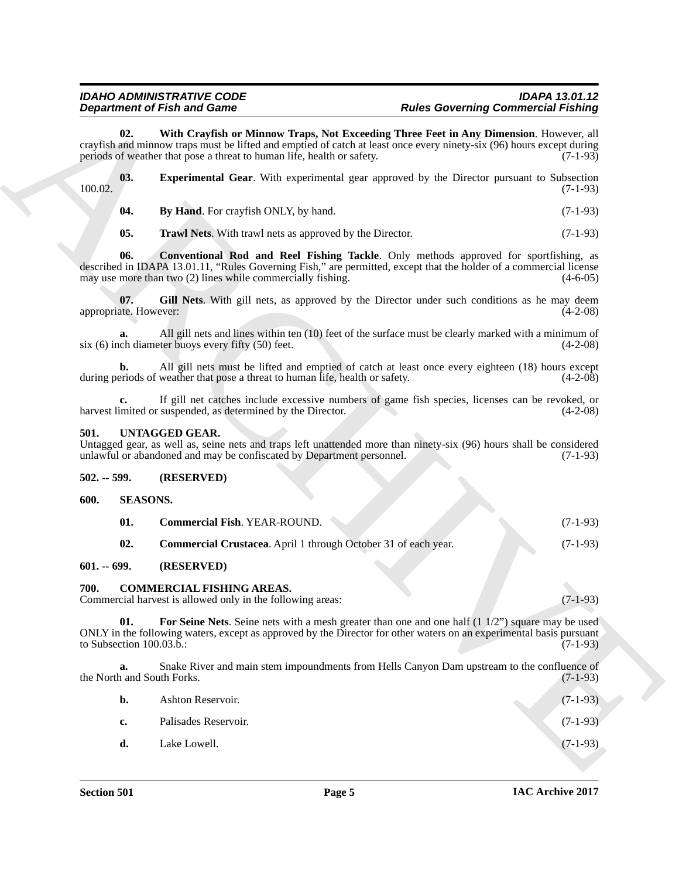**02. With Crayfish or Minnow Traps, Not Exceeding Three Feet in Any Dimension**. However, all crayfish and minnow traps must be lifted and emptied of catch at least once every ninety-six (96) hours except during periods of weather that pose a threat to human life, health or safety. (7-1-93)

**03. Experimental Gear**. With experimental gear approved by the Director pursuant to Subsection 100.02. (7-1-93)

**04. By Hand**. For crayfish ONLY, by hand. (7-1-93)

**05. Trawl Nets**. With trawl nets as approved by the Director. (7-1-93)

**06. Conventional Rod and Reel Fishing Tackle**. Only methods approved for sportfishing, as described in IDAPA 13.01.11, "Rules Governing Fish," are permitted, except that the holder of a commercial license may use more than two (2) lines while commercially fishing. (4-6-05)

**07. Gill Nets**. With gill nets, as approved by the Director under such conditions as he may deem appropriate. However: (4-2-08)

**a.** All gill nets and lines within ten (10) feet of the surface must be clearly marked with a minimum of six (6) inch diameter buoys every fifty (50) feet. (4-2-08)

**b.** All gill nets must be lifted and emptied of catch at least once every eighteen (18) hours except during periods of weather that pose a threat to human life, health or safety. (4-2-08)

**c.** If gill net catches include excessive numbers of game fish species, licenses can be revoked, or harvest limited or suspended, as determined by the Director. (4-2-08)

## 501. UNTAGGED GEAR.

Untagged gear, as well as, seine nets and traps left unattended more than ninety-six (96) hours shall be considered unlawful or abandoned and may be confiscated by Department personnel. (7-1-93)

## 502. -- 599. (RESERVED)

## 600. SEASONS.

**01. Commercial Fish**. YEAR-ROUND. (7-1-93)

**02. Commercial Crustacea**. April 1 through October 31 of each year. (7-1-93)

## 601. -- 699. (RESERVED)

## 700. COMMERCIAL FISHING AREAS.

Commercial harvest is allowed only in the following areas: (7-1-93)

**01. For Seine Nets**. Seine nets with a mesh greater than one and one half (1 1/2") square may be used ONLY in the following waters, except as approved by the Director for other waters on an experimental basis pursuant to Subsection 100.03.b.: (7-1-93)

**a.** Snake River and main stem impoundments from Hells Canyon Dam upstream to the confluence of the North and South Forks. (7-1-93)

**b.** Ashton Reservoir. (7-1-93)

**c.** Palisades Reservoir. (7-1-93)

**d.** Lake Lowell. (7-1-93)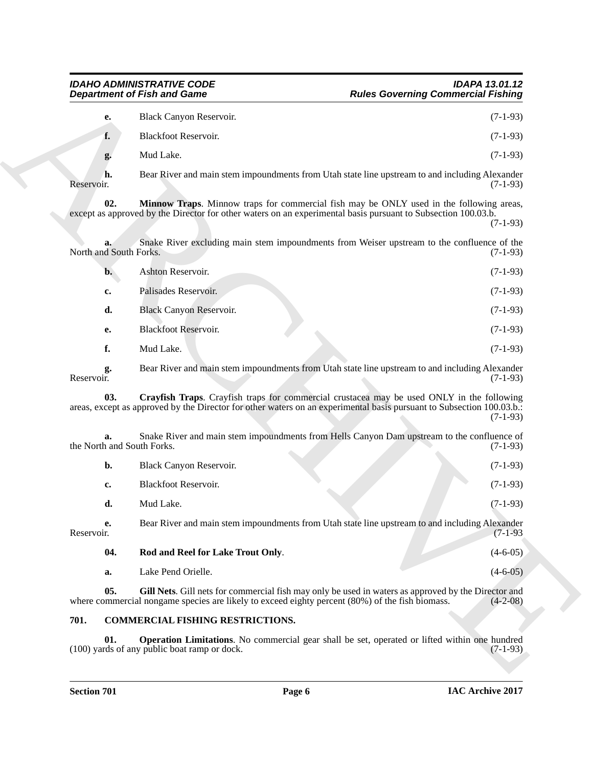**e.** Black Canyon Reservoir. (7-1-93)

**f.** Blackfoot Reservoir. (7-1-93)

**g.** Mud Lake. (7-1-93)

**h.** Bear River and main stem impoundments from Utah state line upstream to and including Alexander Reservoir. (7-1-93)

**02. Minnow Traps**. Minnow traps for commercial fish may be ONLY used in the following areas, except as approved by the Director for other waters on an experimental basis pursuant to Subsection 100.03.b. (7-1-93)

**a.** Snake River excluding main stem impoundments from Weiser upstream to the confluence of the North and South Forks. (7-1-93)

**b.** Ashton Reservoir. (7-1-93)

**c.** Palisades Reservoir. (7-1-93)

**d.** Black Canyon Reservoir. (7-1-93)

**e.** Blackfoot Reservoir. (7-1-93)

**f.** Mud Lake. (7-1-93)

**g.** Bear River and main stem impoundments from Utah state line upstream to and including Alexander Reservoir. (7-1-93)

**03. Crayfish Traps**. Crayfish traps for commercial crustacea may be used ONLY in the following areas, except as approved by the Director for other waters on an experimental basis pursuant to Subsection 100.03.b.: (7-1-93)

**a.** Snake River and main stem impoundments from Hells Canyon Dam upstream to the confluence of the North and South Forks. (7-1-93)

**b.** Black Canyon Reservoir. (7-1-93)

**c.** Blackfoot Reservoir. (7-1-93)

**d.** Mud Lake. (7-1-93)

**e.** Bear River and main stem impoundments from Utah state line upstream to and including Alexander Reservoir. (7-1-93

**04. Rod and Reel for Lake Trout Only**. (4-6-05)

**a.** Lake Pend Orielle. (4-6-05)

**05. Gill Nets**. Gill nets for commercial fish may only be used in waters as approved by the Director and where commercial nongame species are likely to exceed eighty percent (80%) of the fish biomass. (4-2-08)

## 701. COMMERCIAL FISHING RESTRICTIONS.

**01. Operation Limitations**. No commercial gear shall be set, operated or lifted within one hundred (100) yards of any public boat ramp or dock. (7-1-93)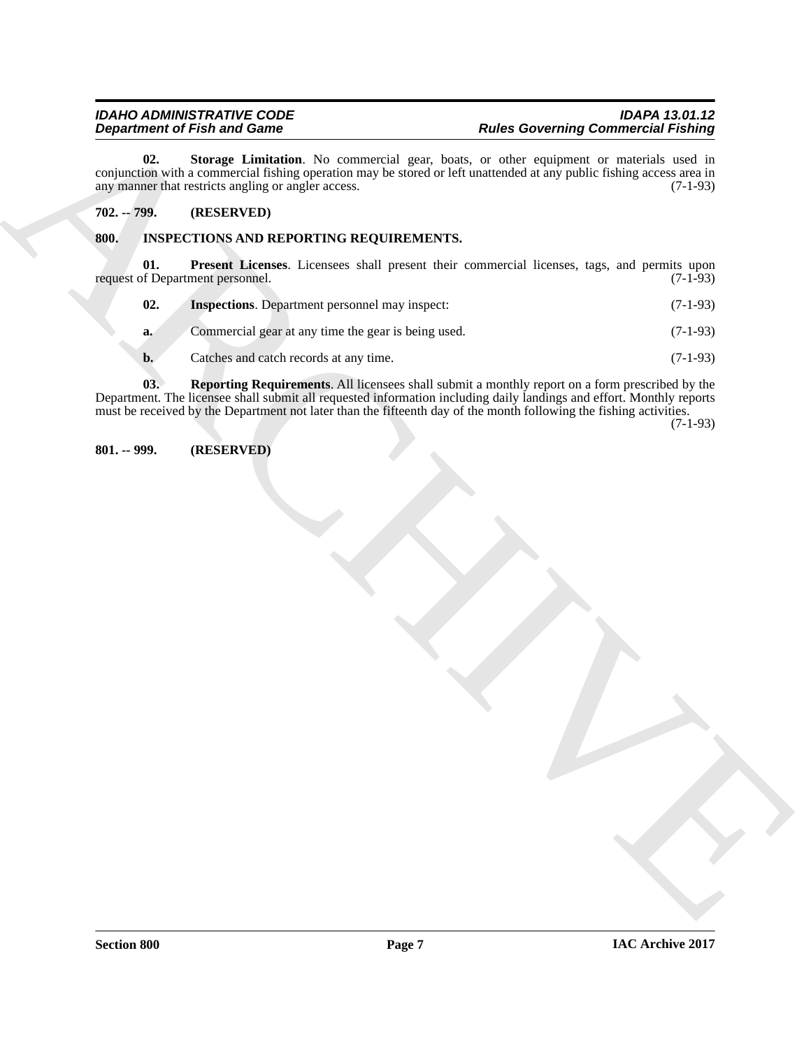**02. Storage Limitation**. No commercial gear, boats, or other equipment or materials used in conjunction with a commercial fishing operation may be stored or left unattended at any public fishing access area in any manner that restricts angling or angler access. (7-1-93)

**702. -- 799. (RESERVED)**

**800. INSPECTIONS AND REPORTING REQUIREMENTS.**

**01. Present Licenses**. Licensees shall present their commercial licenses, tags, and permits upon request of Department personnel. (7-1-93)

**02. Inspections**. Department personnel may inspect: (7-1-93)

**a.** Commercial gear at any time the gear is being used. (7-1-93)

**b.** Catches and catch records at any time. (7-1-93)

**03. Reporting Requirements**. All licensees shall submit a monthly report on a form prescribed by the Department. The licensee shall submit all requested information including daily landings and effort. Monthly reports must be received by the Department not later than the fifteenth day of the month following the fishing activities. (7-1-93)

**801. -- 999. (RESERVED)**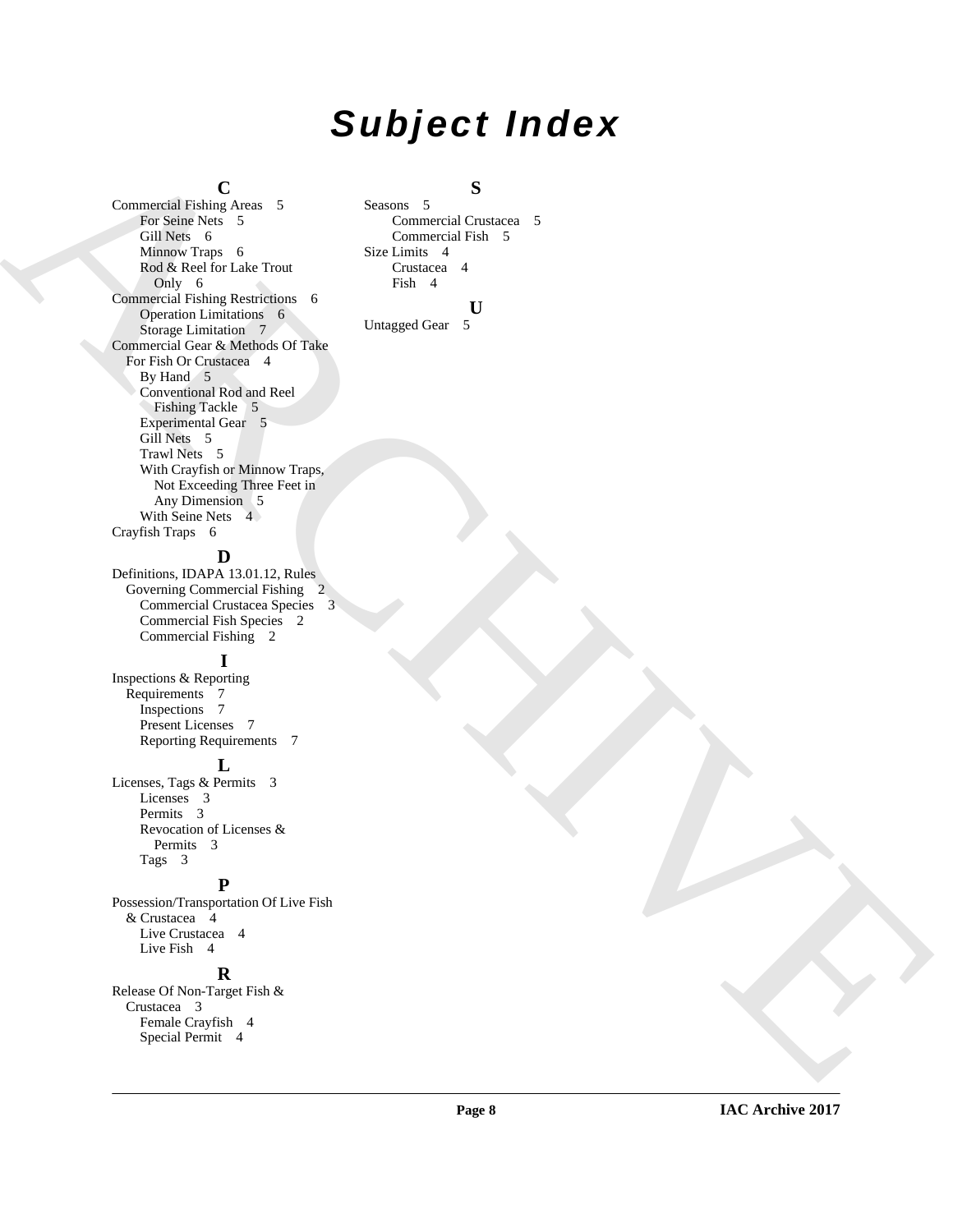# Subject Index

**C**

Commercial Fishing Areas 5
- For Seine Nets 5
- Gill Nets 6
- Minnow Traps 6
- Rod & Reel for Lake Trout Only 6

Commercial Fishing Restrictions 6
- Operation Limitations 6
- Storage Limitation 7

Commercial Gear & Methods Of Take For Fish Or Crustacea 4
- By Hand 5
- Conventional Rod and Reel Fishing Tackle 5
- Experimental Gear 5
- Gill Nets 5
- Trawl Nets 5
- With Crayfish or Minnow Traps, Not Exceeding Three Feet in Any Dimension 5
- With Seine Nets 4

Crayfish Traps 6

**D**

Definitions, IDAPA 13.01.12, Rules Governing Commercial Fishing 2
- Commercial Crustacea Species 3
- Commercial Fish Species 2
- Commercial Fishing 2

**I**

Inspections & Reporting Requirements 7
- Inspections 7
- Present Licenses 7
- Reporting Requirements 7

**L**

Licenses, Tags & Permits 3
- Licenses 3
- Permits 3
- Revocation of Licenses & Permits 3
- Tags 3

**P**

Possession/Transportation Of Live Fish & Crustacea 4
- Live Crustacea 4
- Live Fish 4

**R**

Release Of Non-Target Fish & Crustacea 3
- Female Crayfish 4
- Special Permit 4

**S**

Seasons 5
- Commercial Crustacea 5
- Commercial Fish 5

Size Limits 4
- Crustacea 4
- Fish 4

**U**

Untagged Gear 5